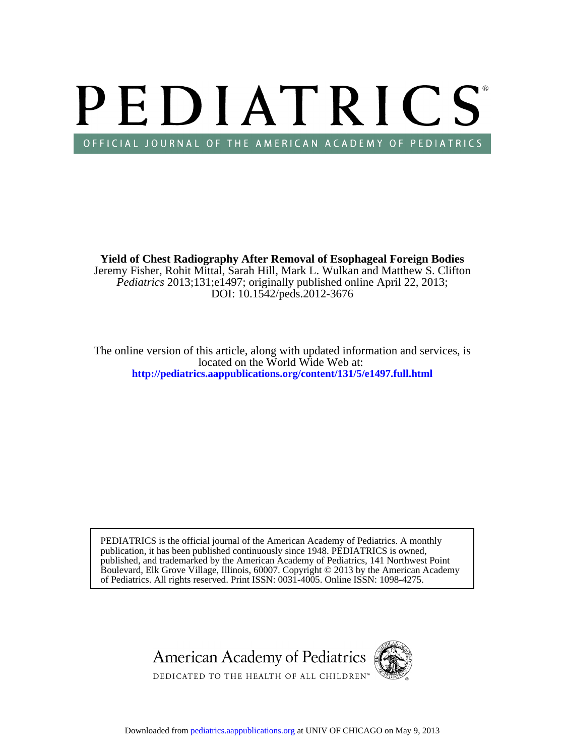# PEDIATRICS

OFFICIAL JOURNAL OF THE AMERICAN ACADEMY OF PEDIATRICS

**Yield of Chest Radiography After Removal of Esophageal Foreign Bodies**

Jeremy Fisher, Rohit Mittal, Sarah Hill, Mark L. Wulkan and Matthew S. Clifton

*Pediatrics* 2013;131;e1497; originally published online April 22, 2013;

DOI: 10.1542/peds.2012-3676

The online version of this article, along with updated information and services, is located on the World Wide Web at:

**http://pediatrics.aappublications.org/content/131/5/e1497.full.html**

PEDIATRICS is the official journal of the American Academy of Pediatrics. A monthly publication, it has been published continuously since 1948. PEDIATRICS is owned, published, and trademarked by the American Academy of Pediatrics, 141 Northwest Point Boulevard, Elk Grove Village, Illinois, 60007. Copyright © 2013 by the American Academy of Pediatrics. All rights reserved. Print ISSN: 0031-4005. Online ISSN: 1098-4275.

American Academy of Pediatrics

DEDICATED TO THE HEALTH OF ALL CHILDREN™

Downloaded from pediatrics.aappublications.org at UNIV OF CHICAGO on May 9, 2013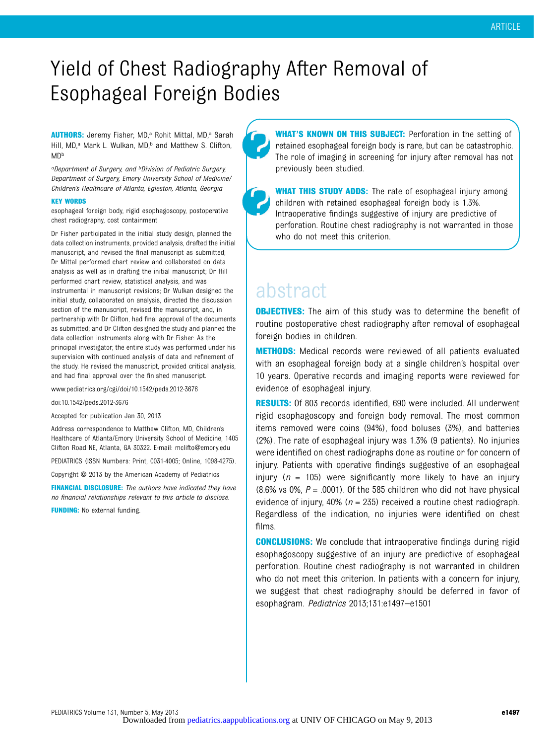# Yield of Chest Radiography After Removal of Esophageal Foreign Bodies

**AUTHORS:** Jeremy Fisher, MD,[a] Rohit Mittal, MD,[a] Sarah Hill, MD,[a] Mark L. Wulkan, MD,[b] and Matthew S. Clifton, MD[b]

[a]*Department of Surgery, and* [b]*Division of Pediatric Surgery, Department of Surgery, Emory University School of Medicine/ Children's Healthcare of Atlanta, Egleston, Atlanta, Georgia*

**KEY WORDS**

esophageal foreign body, rigid esophagoscopy, postoperative chest radiography, cost containment

Dr Fisher participated in the initial study design, planned the data collection instruments, provided analysis, drafted the initial manuscript, and revised the final manuscript as submitted; Dr Mittal performed chart review and collaborated on data analysis as well as in drafting the initial manuscript; Dr Hill performed chart review, statistical analysis, and was instrumental in manuscript revisions; Dr Wulkan designed the initial study, collaborated on analysis, directed the discussion section of the manuscript, revised the manuscript, and, in partnership with Dr Clifton, had final approval of the documents as submitted; and Dr Clifton designed the study and planned the data collection instruments along with Dr Fisher. As the principal investigator, the entire study was performed under his supervision with continued analysis of data and refinement of the study. He revised the manuscript, provided critical analysis, and had final approval over the finished manuscript.

www.pediatrics.org/cgi/doi/10.1542/peds.2012-3676

doi:10.1542/peds.2012-3676

Accepted for publication Jan 30, 2013

Address correspondence to Matthew Clifton, MD, Children's Healthcare of Atlanta/Emory University School of Medicine, 1405 Clifton Road NE, Atlanta, GA 30322. E-mail: mclifto@emory.edu

PEDIATRICS (ISSN Numbers: Print, 0031-4005; Online, 1098-4275).

Copyright © 2013 by the American Academy of Pediatrics

**FINANCIAL DISCLOSURE:** *The authors have indicated they have no financial relationships relevant to this article to disclose.*

**FUNDING:** No external funding.

**WHAT'S KNOWN ON THIS SUBJECT:** Perforation in the setting of retained esophageal foreign body is rare, but can be catastrophic. The role of imaging in screening for injury after removal has not previously been studied.

**WHAT THIS STUDY ADDS:** The rate of esophageal injury among children with retained esophageal foreign body is 1.3%. Intraoperative findings suggestive of injury are predictive of perforation. Routine chest radiography is not warranted in those who do not meet this criterion.

## abstract

**OBJECTIVES:** The aim of this study was to determine the benefit of routine postoperative chest radiography after removal of esophageal foreign bodies in children.

**METHODS:** Medical records were reviewed of all patients evaluated with an esophageal foreign body at a single children's hospital over 10 years. Operative records and imaging reports were reviewed for evidence of esophageal injury.

**RESULTS:** Of 803 records identified, 690 were included. All underwent rigid esophagoscopy and foreign body removal. The most common items removed were coins (94%), food boluses (3%), and batteries (2%). The rate of esophageal injury was 1.3% (9 patients). No injuries were identified on chest radiographs done as routine or for concern of injury. Patients with operative findings suggestive of an esophageal injury ($n$ = 105) were significantly more likely to have an injury (8.6% vs 0%, $P$ = .0001). Of the 585 children who did not have physical evidence of injury, 40% ($n$ = 235) received a routine chest radiograph. Regardless of the indication, no injuries were identified on chest films.

**CONCLUSIONS:** We conclude that intraoperative findings during rigid esophagoscopy suggestive of an injury are predictive of esophageal perforation. Routine chest radiography is not warranted in children who do not meet this criterion. In patients with a concern for injury, we suggest that chest radiography should be deferred in favor of esophagram. *Pediatrics* 2013;131:e1497–e1501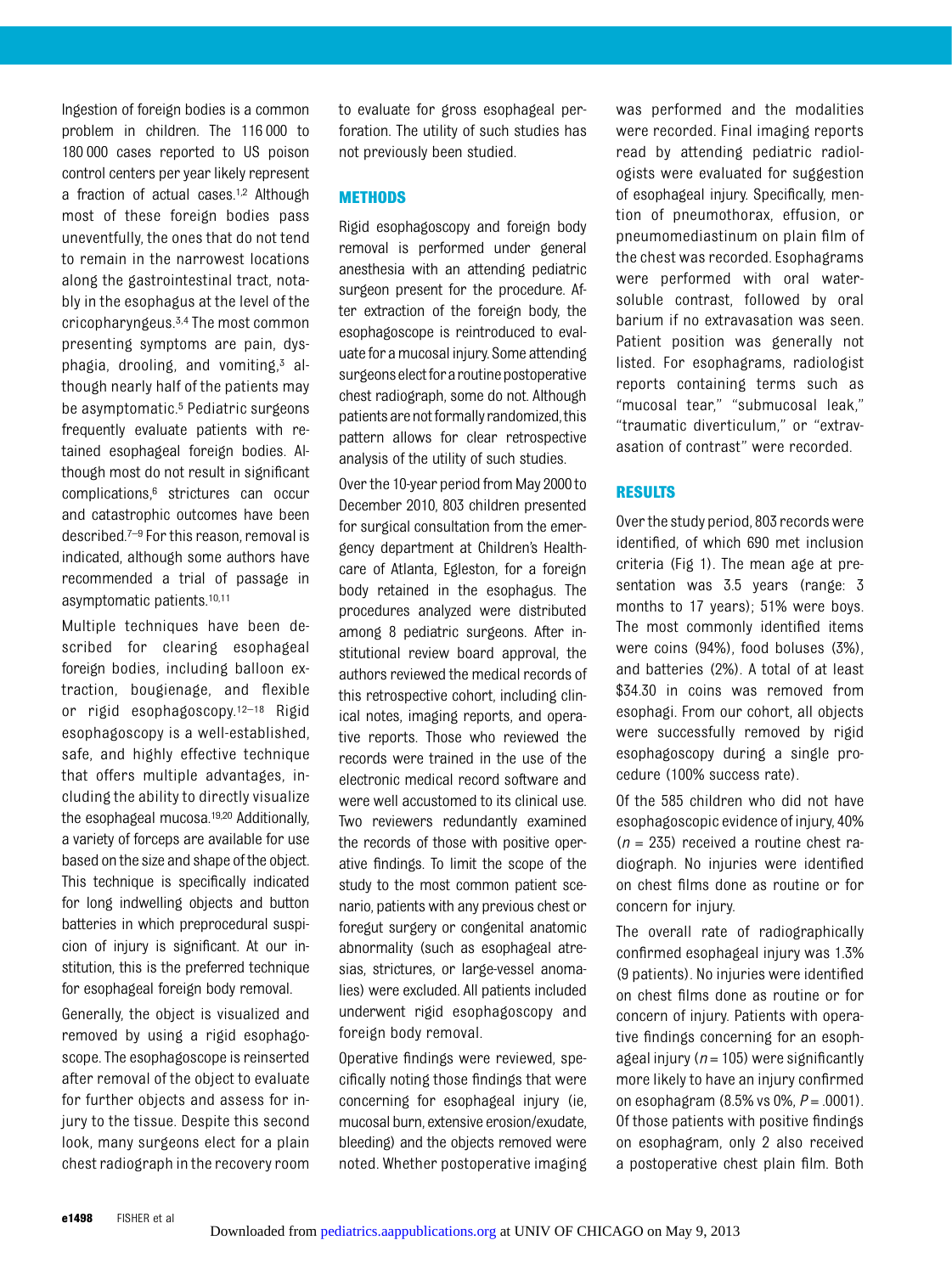Ingestion of foreign bodies is a common problem in children. The 116 000 to 180 000 cases reported to US poison control centers per year likely represent a fraction of actual cases.[1,2] Although most of these foreign bodies pass uneventfully, the ones that do not tend to remain in the narrowest locations along the gastrointestinal tract, notably in the esophagus at the level of the cricopharyngeus.[3,4] The most common presenting symptoms are pain, dysphagia, drooling, and vomiting,[3] although nearly half of the patients may be asymptomatic.[5] Pediatric surgeons frequently evaluate patients with retained esophageal foreign bodies. Although most do not result in significant complications,[6] strictures can occur and catastrophic outcomes have been described.[7–9] For this reason, removal is indicated, although some authors have recommended a trial of passage in asymptomatic patients.[10,11]

Multiple techniques have been described for clearing esophageal foreign bodies, including balloon extraction, bougienage, and flexible or rigid esophagoscopy.[12–18] Rigid esophagoscopy is a well-established, safe, and highly effective technique that offers multiple advantages, including the ability to directly visualize the esophageal mucosa.[19,20] Additionally, a variety of forceps are available for use based on the size and shape of the object. This technique is specifically indicated for long indwelling objects and button batteries in which preprocedural suspicion of injury is significant. At our institution, this is the preferred technique for esophageal foreign body removal.

Generally, the object is visualized and removed by using a rigid esophagoscope. The esophagoscope is reinserted after removal of the object to evaluate for further objects and assess for injury to the tissue. Despite this second look, many surgeons elect for a plain chest radiograph in the recovery room to evaluate for gross esophageal perforation. The utility of such studies has not previously been studied.

## METHODS

Rigid esophagoscopy and foreign body removal is performed under general anesthesia with an attending pediatric surgeon present for the procedure. After extraction of the foreign body, the esophagoscope is reintroduced to evaluate for a mucosal injury. Some attending surgeons elect for a routine postoperative chest radiograph, some do not. Although patients are not formally randomized, this pattern allows for clear retrospective analysis of the utility of such studies.

Over the 10-year period from May 2000 to December 2010, 803 children presented for surgical consultation from the emergency department at Children's Healthcare of Atlanta, Egleston, for a foreign body retained in the esophagus. The procedures analyzed were distributed among 8 pediatric surgeons. After institutional review board approval, the authors reviewed the medical records of this retrospective cohort, including clinical notes, imaging reports, and operative reports. Those who reviewed the records were trained in the use of the electronic medical record software and were well accustomed to its clinical use. Two reviewers redundantly examined the records of those with positive operative findings. To limit the scope of the study to the most common patient scenario, patients with any previous chest or foregut surgery or congenital anatomic abnormality (such as esophageal atresias, strictures, or large-vessel anomalies) were excluded. All patients included underwent rigid esophagoscopy and foreign body removal.

Operative findings were reviewed, specifically noting those findings that were concerning for esophageal injury (ie, mucosal burn, extensive erosion/exudate, bleeding) and the objects removed were noted. Whether postoperative imaging was performed and the modalities were recorded. Final imaging reports read by attending pediatric radiologists were evaluated for suggestion of esophageal injury. Specifically, mention of pneumothorax, effusion, or pneumomediastinum on plain film of the chest was recorded. Esophagrams were performed with oral water-soluble contrast, followed by oral barium if no extravasation was seen. Patient position was generally not listed. For esophagrams, radiologist reports containing terms such as "mucosal tear," "submucosal leak," "traumatic diverticulum," or "extravasation of contrast" were recorded.

## RESULTS

Over the study period, 803 records were identified, of which 690 met inclusion criteria (Fig 1). The mean age at presentation was 3.5 years (range: 3 months to 17 years); 51% were boys. The most commonly identified items were coins (94%), food boluses (3%), and batteries (2%). A total of at least $34.30 in coins was removed from esophagi. From our cohort, all objects were successfully removed by rigid esophagoscopy during a single procedure (100% success rate).

Of the 585 children who did not have esophagoscopic evidence of injury, 40% ($n$ = 235) received a routine chest radiograph. No injuries were identified on chest films done as routine or for concern for injury.

The overall rate of radiographically confirmed esophageal injury was 1.3% (9 patients). No injuries were identified on chest films done as routine or for concern of injury. Patients with operative findings concerning for an esophageal injury ($n$ = 105) were significantly more likely to have an injury confirmed on esophagram (8.5% vs 0%, $P$ = .0001). Of those patients with positive findings on esophagram, only 2 also received a postoperative chest plain film. Both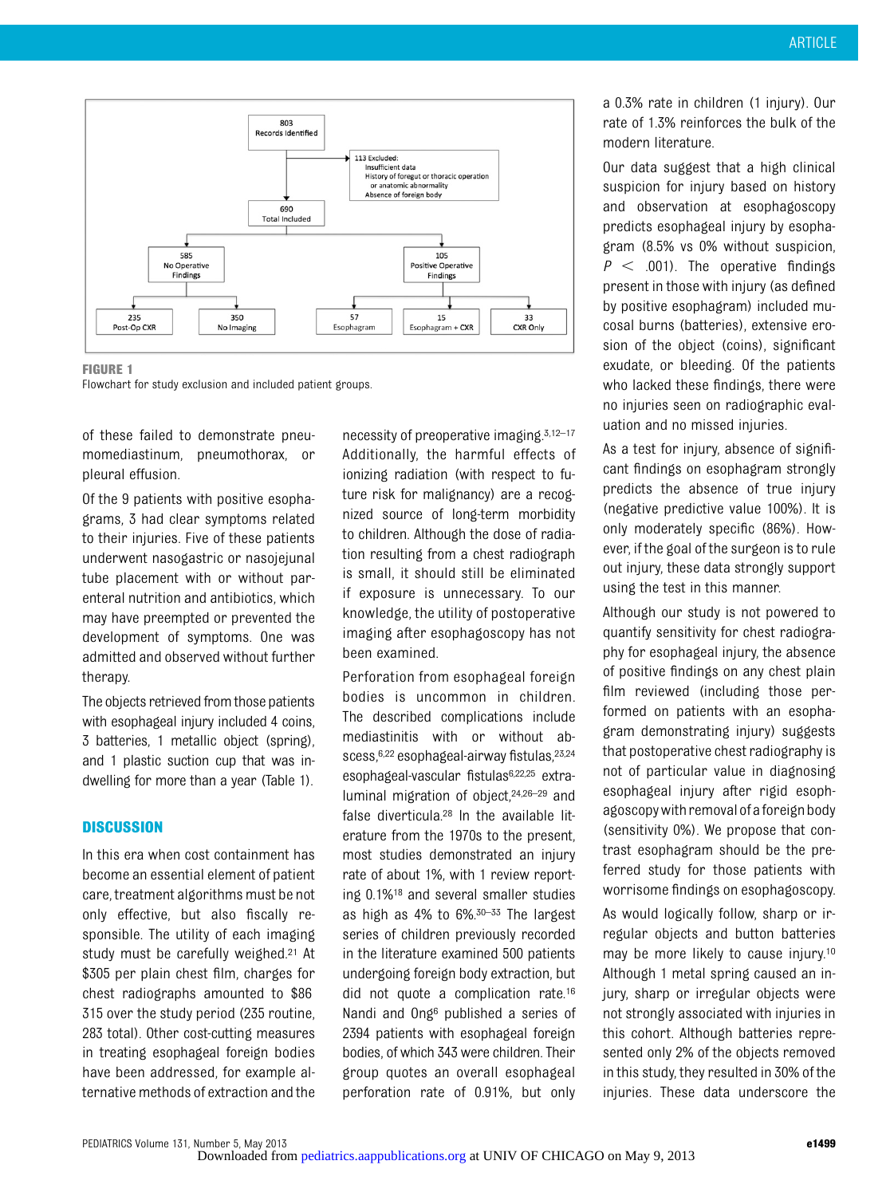803
Records Identified

113 Excluded:
Insufficient data
History of foregut or thoracic operation or anatomic abnormality
Absence of foreign body

690
Total Included

585
No Operative Findings

105
Positive Operative Findings

235
Post-Op CXR

350
No Imaging

57
Esophagram

15
Esophagram + CXR

33
CXR Only

**FIGURE 1**
Flowchart for study exclusion and included patient groups.

of these failed to demonstrate pneumomediastinum, pneumothorax, or pleural effusion.

Of the 9 patients with positive esophagrams, 3 had clear symptoms related to their injuries. Five of these patients underwent nasogastric or nasojejunal tube placement with or without parenteral nutrition and antibiotics, which may have preempted or prevented the development of symptoms. One was admitted and observed without further therapy.

The objects retrieved from those patients with esophageal injury included 4 coins, 3 batteries, 1 metallic object (spring), and 1 plastic suction cup that was indwelling for more than a year (Table 1).

## DISCUSSION

In this era when cost containment has become an essential element of patient care, treatment algorithms must be not only effective, but also fiscally responsible. The utility of each imaging study must be carefully weighed.[21] At $305 per plain chest film, charges for chest radiographs amounted to $86 315 over the study period (235 routine, 283 total). Other cost-cutting measures in treating esophageal foreign bodies have been addressed, for example alternative methods of extraction and the necessity of preoperative imaging.[3,12–17] Additionally, the harmful effects of ionizing radiation (with respect to future risk for malignancy) are a recognized source of long-term morbidity to children. Although the dose of radiation resulting from a chest radiograph is small, it should still be eliminated if exposure is unnecessary. To our knowledge, the utility of postoperative imaging after esophagoscopy has not been examined.

Perforation from esophageal foreign bodies is uncommon in children. The described complications include mediastinitis with or without abscess,[6,22] esophageal-airway fistulas,[23,24] esophageal-vascular fistulas[6,22,25] extraluminal migration of object,[24,26–29] and false diverticula.[28] In the available literature from the 1970s to the present, most studies demonstrated an injury rate of about 1%, with 1 review reporting 0.1%[18] and several smaller studies as high as 4% to 6%.[30–33] The largest series of children previously recorded in the literature examined 500 patients undergoing foreign body extraction, but did not quote a complication rate.[16] Nandi and Ong[6] published a series of 2394 patients with esophageal foreign bodies, of which 343 were children. Their group quotes an overall esophageal perforation rate of 0.91%, but only a 0.3% rate in children (1 injury). Our rate of 1.3% reinforces the bulk of the modern literature.

Our data suggest that a high clinical suspicion for injury based on history and observation at esophagoscopy predicts esophageal injury by esophagram (8.5% vs 0% without suspicion, $P < .001$). The operative findings present in those with injury (as defined by positive esophagram) included mucosal burns (batteries), extensive erosion of the object (coins), significant exudate, or bleeding. Of the patients who lacked these findings, there were no injuries seen on radiographic evaluation and no missed injuries.

As a test for injury, absence of significant findings on esophagram strongly predicts the absence of true injury (negative predictive value 100%). It is only moderately specific (86%). However, if the goal of the surgeon is to rule out injury, these data strongly support using the test in this manner.

Although our study is not powered to quantify sensitivity for chest radiography for esophageal injury, the absence of positive findings on any chest plain film reviewed (including those performed on patients with an esophagram demonstrating injury) suggests that postoperative chest radiography is not of particular value in diagnosing esophageal injury after rigid esophagoscopy with removal of a foreign body (sensitivity 0%). We propose that contrast esophagram should be the preferred study for those patients with worrisome findings on esophagoscopy.

As would logically follow, sharp or irregular objects and button batteries may be more likely to cause injury.[10] Although 1 metal spring caused an injury, sharp or irregular objects were not strongly associated with injuries in this cohort. Although batteries represented only 2% of the objects removed in this study, they resulted in 30% of the injuries. These data underscore the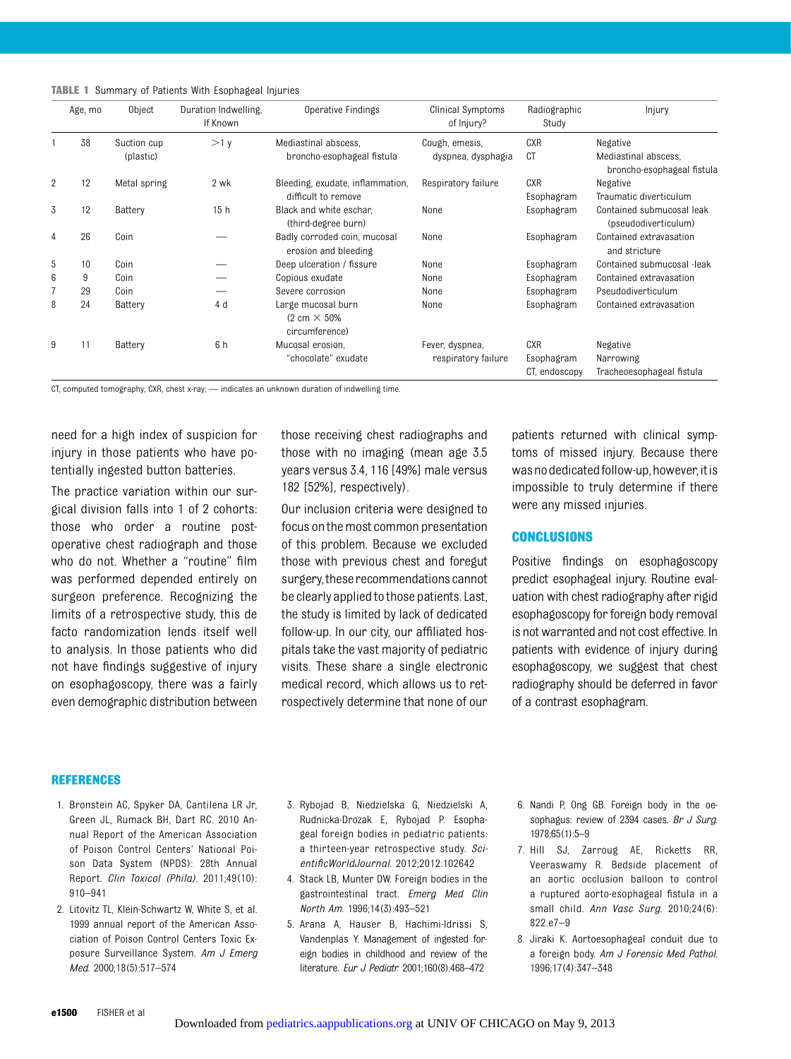**TABLE 1** Summary of Patients With Esophageal Injuries

| | Age, mo | Object | Duration Indwelling, If Known | Operative Findings | Clinical Symptoms of Injury? | Radiographic Study | Injury |
|---|---|---|---|---|---|---|---|
| 1 | 38 | Suction cup (plastic) | >1 y | Mediastinal abscess, broncho-esophageal fistula | Cough, emesis, dyspnea, dysphagia | CXR<br>CT | Negative<br>Mediastinal abscess, broncho-esophageal fistula |
| 2 | 12 | Metal spring | 2 wk | Bleeding, exudate, inflammation, difficult to remove | Respiratory failure | CXR<br>Esophagram | Negative<br>Traumatic diverticulum |
| 3 | 12 | Battery | 15 h | Black and white eschar, (third-degree burn) | None | Esophagram | Contained submucosal leak (pseudodiverticulum) |
| 4 | 26 | Coin | — | Badly corroded coin, mucosal erosion and bleeding | None | Esophagram | Contained extravasation and stricture |
| 5 | 10 | Coin | — | Deep ulceration / fissure | None | Esophagram | Contained submucosal -leak |
| 6 | 9 | Coin | — | Copious exudate | None | Esophagram | Contained extravasation |
| 7 | 29 | Coin | — | Severe corrosion | None | Esophagram | Pseudodiverticulum |
| 8 | 24 | Battery | 4 d | Large mucosal burn (2 cm × 50% circumference) | None | Esophagram | Contained extravasation |
| 9 | 11 | Battery | 6 h | Mucosal erosion, "chocolate" exudate | Fever, dyspnea, respiratory failure | CXR<br>Esophagram<br>CT, endoscopy | Negative<br>Narrowing<br>Tracheoesophageal fistula |

CT, computed tomography; CXR, chest x-ray; — indicates an unknown duration of indwelling time.

need for a high index of suspicion for injury in those patients who have potentially ingested button batteries.

The practice variation within our surgical division falls into 1 of 2 cohorts: those who order a routine postoperative chest radiograph and those who do not. Whether a "routine" film was performed depended entirely on surgeon preference. Recognizing the limits of a retrospective study, this de facto randomization lends itself well to analysis. In those patients who did not have findings suggestive of injury on esophagoscopy, there was a fairly even demographic distribution between those receiving chest radiographs and those with no imaging (mean age 3.5 years versus 3.4, 116 [49%] male versus 182 [52%], respectively).

Our inclusion criteria were designed to focus on the most common presentation of this problem. Because we excluded those with previous chest and foregut surgery, these recommendations cannot be clearly applied to those patients. Last, the study is limited by lack of dedicated follow-up. In our city, our affiliated hospitals take the vast majority of pediatric visits. These share a single electronic medical record, which allows us to retrospectively determine that none of our patients returned with clinical symptoms of missed injury. Because there was no dedicated follow-up, however, it is impossible to truly determine if there were any missed injuries.

## CONCLUSIONS

Positive findings on esophagoscopy predict esophageal injury. Routine evaluation with chest radiography after rigid esophagoscopy for foreign body removal is not warranted and not cost effective. In patients with evidence of injury during esophagoscopy, we suggest that chest radiography should be deferred in favor of a contrast esophagram.

## REFERENCES

1. Bronstein AC, Spyker DA, Cantilena LR Jr, Green JL, Rumack BH, Dart RC. 2010 Annual Report of the American Association of Poison Control Centers' National Poison Data System (NPDS): 28th Annual Report. *Clin Toxicol (Phila)*. 2011;49(10):910–941
2. Litovitz TL, Klein-Schwartz W, White S, et al. 1999 annual report of the American Association of Poison Control Centers Toxic Exposure Surveillance System. *Am J Emerg Med*. 2000;18(5):517–574
3. Rybojad B, Niedzielska G, Niedzielski A, Rudnicka-Drozak E, Rybojad P. Esophageal foreign bodies in pediatric patients: a thirteen-year retrospective study. *ScientificWorldJournal*. 2012;2012:102642
4. Stack LB, Munter DW. Foreign bodies in the gastrointestinal tract. *Emerg Med Clin North Am*. 1996;14(3):493–521
5. Arana A, Hauser B, Hachimi-Idrissi S, Vandenplas Y. Management of ingested foreign bodies in childhood and review of the literature. *Eur J Pediatr*. 2001;160(8):468–472
6. Nandi P, Ong GB. Foreign body in the oesophagus: review of 2394 cases. *Br J Surg*. 1978;65(1):5–9
7. Hill SJ, Zarroug AE, Ricketts RR, Veeraswamy R. Bedside placement of an aortic occlusion balloon to control a ruptured aorto-esophageal fistula in a small child. *Ann Vasc Surg*. 2010;24(6):822.e7–9
8. Jiraki K. Aortoesophageal conduit due to a foreign body. *Am J Forensic Med Pathol*. 1996;17(4):347–348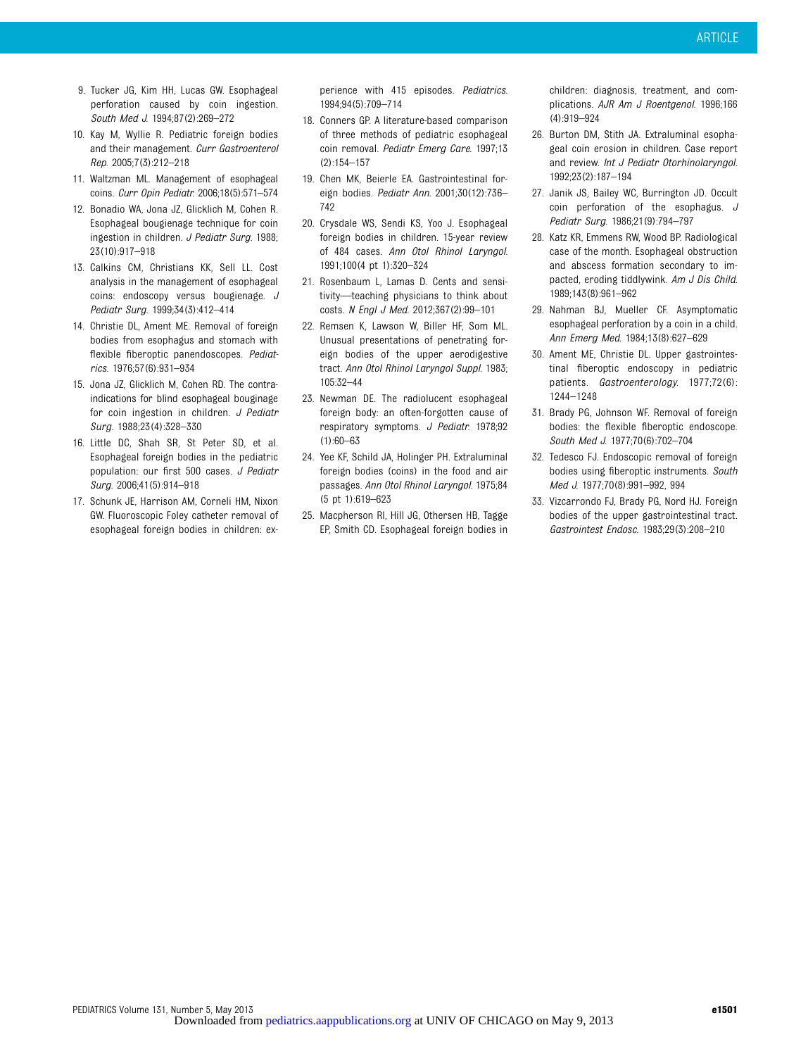9. Tucker JG, Kim HH, Lucas GW. Esophageal perforation caused by coin ingestion. *South Med J*. 1994;87(2):269–272
10. Kay M, Wyllie R. Pediatric foreign bodies and their management. *Curr Gastroenterol Rep*. 2005;7(3):212–218
11. Waltzman ML. Management of esophageal coins. *Curr Opin Pediatr*. 2006;18(5):571–574
12. Bonadio WA, Jona JZ, Glicklich M, Cohen R. Esophageal bougienage technique for coin ingestion in children. *J Pediatr Surg*. 1988; 23(10):917–918
13. Calkins CM, Christians KK, Sell LL. Cost analysis in the management of esophageal coins: endoscopy versus bougienage. *J Pediatr Surg*. 1999;34(3):412–414
14. Christie DL, Ament ME. Removal of foreign bodies from esophagus and stomach with flexible fiberoptic panendoscopes. *Pediatrics*. 1976;57(6):931–934
15. Jona JZ, Glicklich M, Cohen RD. The contraindications for blind esophageal bouginage for coin ingestion in children. *J Pediatr Surg*. 1988;23(4):328–330
16. Little DC, Shah SR, St Peter SD, et al. Esophageal foreign bodies in the pediatric population: our first 500 cases. *J Pediatr Surg*. 2006;41(5):914–918
17. Schunk JE, Harrison AM, Corneli HM, Nixon GW. Fluoroscopic Foley catheter removal of esophageal foreign bodies in children: experience with 415 episodes. *Pediatrics*. 1994;94(5):709–714
18. Conners GP. A literature-based comparison of three methods of pediatric esophageal coin removal. *Pediatr Emerg Care*. 1997;13 (2):154–157
19. Chen MK, Beierle EA. Gastrointestinal foreign bodies. *Pediatr Ann*. 2001;30(12):736–742
20. Crysdale WS, Sendi KS, Yoo J. Esophageal foreign bodies in children. 15-year review of 484 cases. *Ann Otol Rhinol Laryngol*. 1991;100(4 pt 1):320–324
21. Rosenbaum L, Lamas D. Cents and sensitivity—teaching physicians to think about costs. *N Engl J Med*. 2012;367(2):99–101
22. Remsen K, Lawson W, Biller HF, Som ML. Unusual presentations of penetrating foreign bodies of the upper aerodigestive tract. *Ann Otol Rhinol Laryngol Suppl*. 1983; 105:32–44
23. Newman DE. The radiolucent esophageal foreign body: an often-forgotten cause of respiratory symptoms. *J Pediatr*. 1978;92 (1):60–63
24. Yee KF, Schild JA, Holinger PH. Extraluminal foreign bodies (coins) in the food and air passages. *Ann Otol Rhinol Laryngol*. 1975;84 (5 pt 1):619–623
25. Macpherson RI, Hill JG, Othersen HB, Tagge EP, Smith CD. Esophageal foreign bodies in children: diagnosis, treatment, and complications. *AJR Am J Roentgenol*. 1996;166 (4):919–924
26. Burton DM, Stith JA. Extraluminal esophageal coin erosion in children. Case report and review. *Int J Pediatr Otorhinolaryngol*. 1992;23(2):187–194
27. Janik JS, Bailey WC, Burrington JD. Occult coin perforation of the esophagus. *J Pediatr Surg*. 1986;21(9):794–797
28. Katz KR, Emmens RW, Wood BP. Radiological case of the month. Esophageal obstruction and abscess formation secondary to impacted, eroding tiddlywink. *Am J Dis Child*. 1989;143(8):961–962
29. Nahman BJ, Mueller CF. Asymptomatic esophageal perforation by a coin in a child. *Ann Emerg Med*. 1984;13(8):627–629
30. Ament ME, Christie DL. Upper gastrointestinal fiberoptic endoscopy in pediatric patients. *Gastroenterology*. 1977;72(6): 1244–1248
31. Brady PG, Johnson WF. Removal of foreign bodies: the flexible fiberoptic endoscope. *South Med J*. 1977;70(6):702–704
32. Tedesco FJ. Endoscopic removal of foreign bodies using fiberoptic instruments. *South Med J*. 1977;70(8):991–992, 994
33. Vizcarrondo FJ, Brady PG, Nord HJ. Foreign bodies of the upper gastrointestinal tract. *Gastrointest Endosc*. 1983;29(3):208–210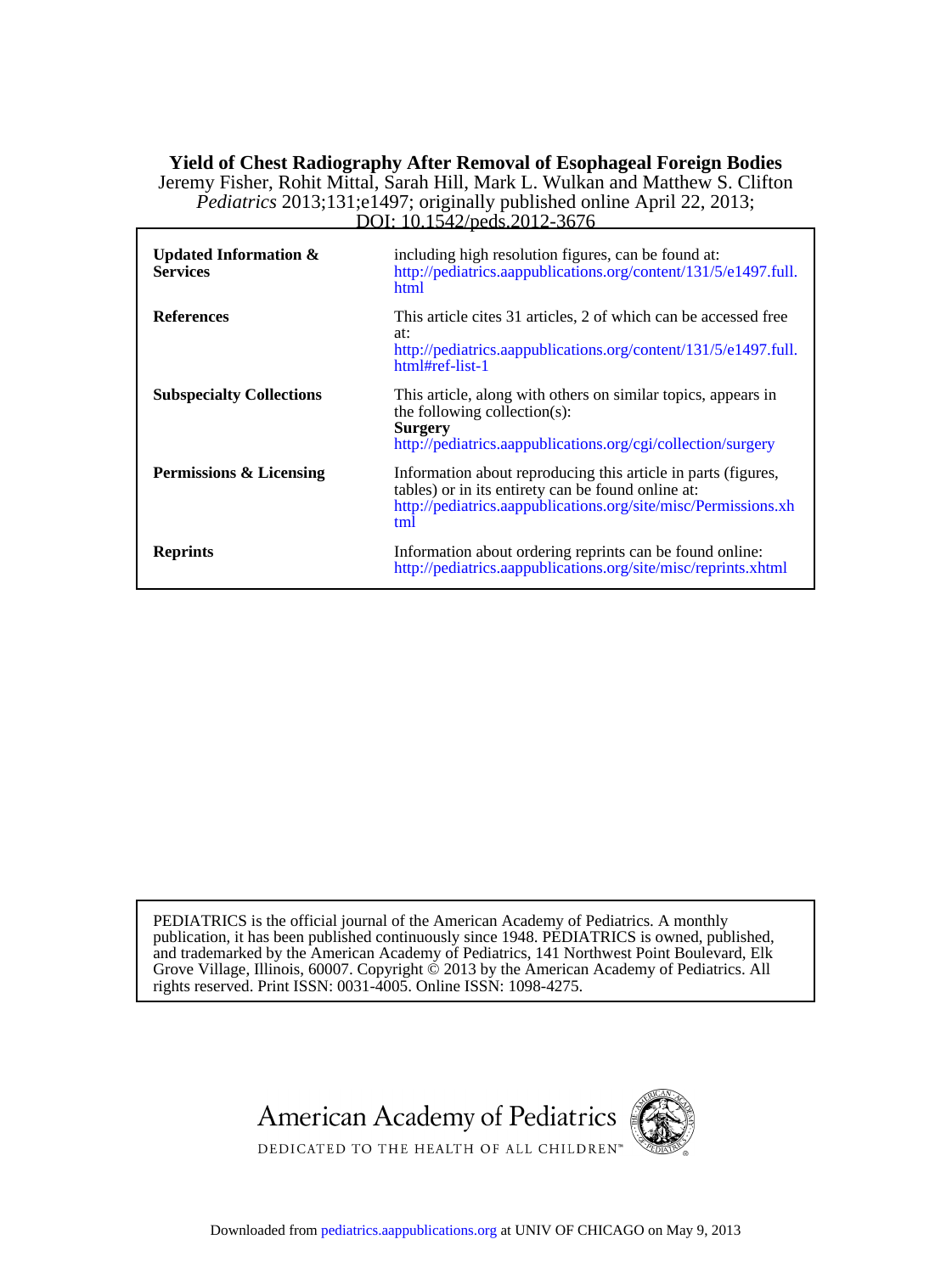**Yield of Chest Radiography After Removal of Esophageal Foreign Bodies**

Jeremy Fisher, Rohit Mittal, Sarah Hill, Mark L. Wulkan and Matthew S. Clifton

*Pediatrics* 2013;131;e1497; originally published online April 22, 2013;

DOI: 10.1542/peds.2012-3676

| | |
|---|---|
| **Updated Information & Services** | including high resolution figures, can be found at: http://pediatrics.aappublications.org/content/131/5/e1497.full.html |
| **References** | This article cites 31 articles, 2 of which can be accessed free at: http://pediatrics.aappublications.org/content/131/5/e1497.full.html#ref-list-1 |
| **Subspecialty Collections** | This article, along with others on similar topics, appears in the following collection(s): **Surgery** http://pediatrics.aappublications.org/cgi/collection/surgery |
| **Permissions & Licensing** | Information about reproducing this article in parts (figures, tables) or in its entirety can be found online at: http://pediatrics.aappublications.org/site/misc/Permissions.xhtml |
| **Reprints** | Information about ordering reprints can be found online: http://pediatrics.aappublications.org/site/misc/reprints.xhtml |

PEDIATRICS is the official journal of the American Academy of Pediatrics. A monthly publication, it has been published continuously since 1948. PEDIATRICS is owned, published, and trademarked by the American Academy of Pediatrics, 141 Northwest Point Boulevard, Elk Grove Village, Illinois, 60007. Copyright © 2013 by the American Academy of Pediatrics. All rights reserved. Print ISSN: 0031-4005. Online ISSN: 1098-4275.

American Academy of Pediatrics

DEDICATED TO THE HEALTH OF ALL CHILDREN™

Downloaded from pediatrics.aappublications.org at UNIV OF CHICAGO on May 9, 2013